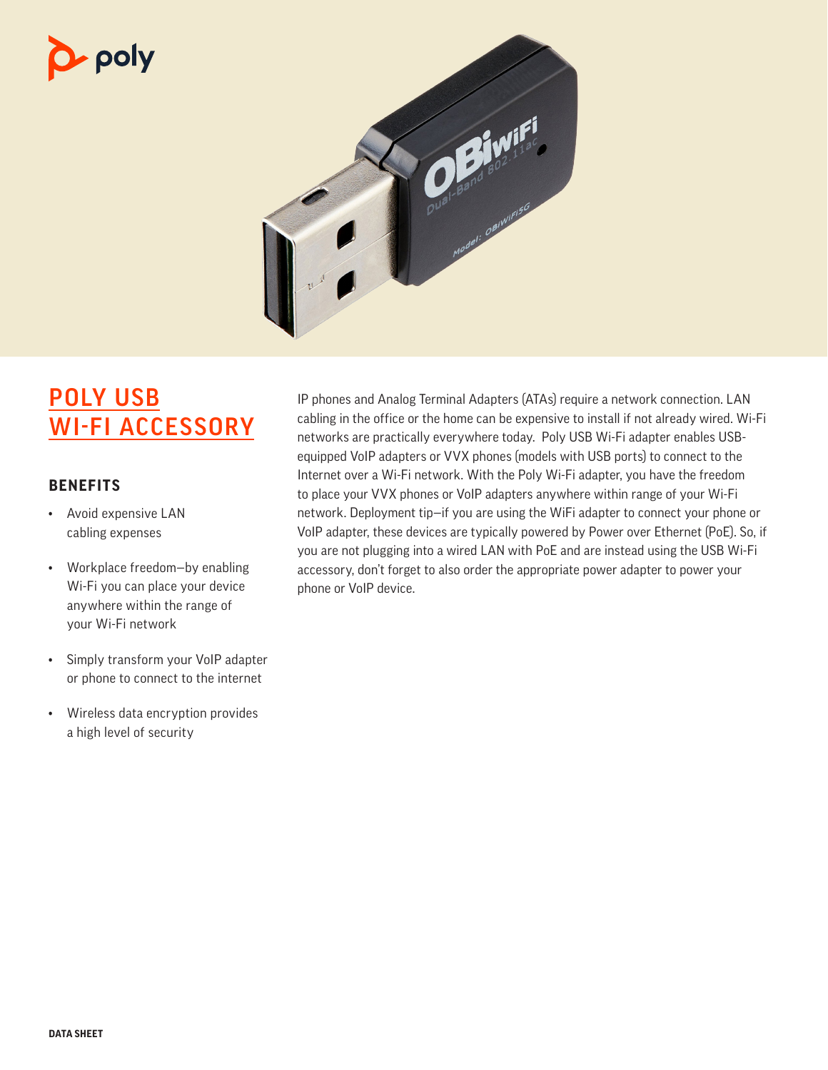# POLY USB WI-FI ACCESSORY

## BENEFITS

- Avoid expensive LAN cabling expenses
- Workplace freedom—by enabling Wi-Fi you can place your device anywhere within the range of your Wi-Fi network
- Simply transform your VoIP adapter or phone to connect to the internet
- Wireless data encryption provides a high level of security

IP phones and Analog Terminal Adapters (ATAs) require a network connection. LAN cabling in the office or the home can be expensive to install if not already wired. Wi-Fi networks are practically everywhere today. Poly USB Wi-Fi adapter enables USB-equipped VoIP adapters or VVX phones (models with USB ports) to connect to the Internet over a Wi-Fi network. With the Poly Wi-Fi adapter, you have the freedom to place your VVX phones or VoIP adapters anywhere within range of your Wi-Fi network. Deployment tip—if you are using the WiFi adapter to connect your phone or VoIP adapter, these devices are typically powered by Power over Ethernet (PoE). So, if you are not plugging into a wired LAN with PoE and are instead using the USB Wi-Fi accessory, don't forget to also order the appropriate power adapter to power your phone or VoIP device.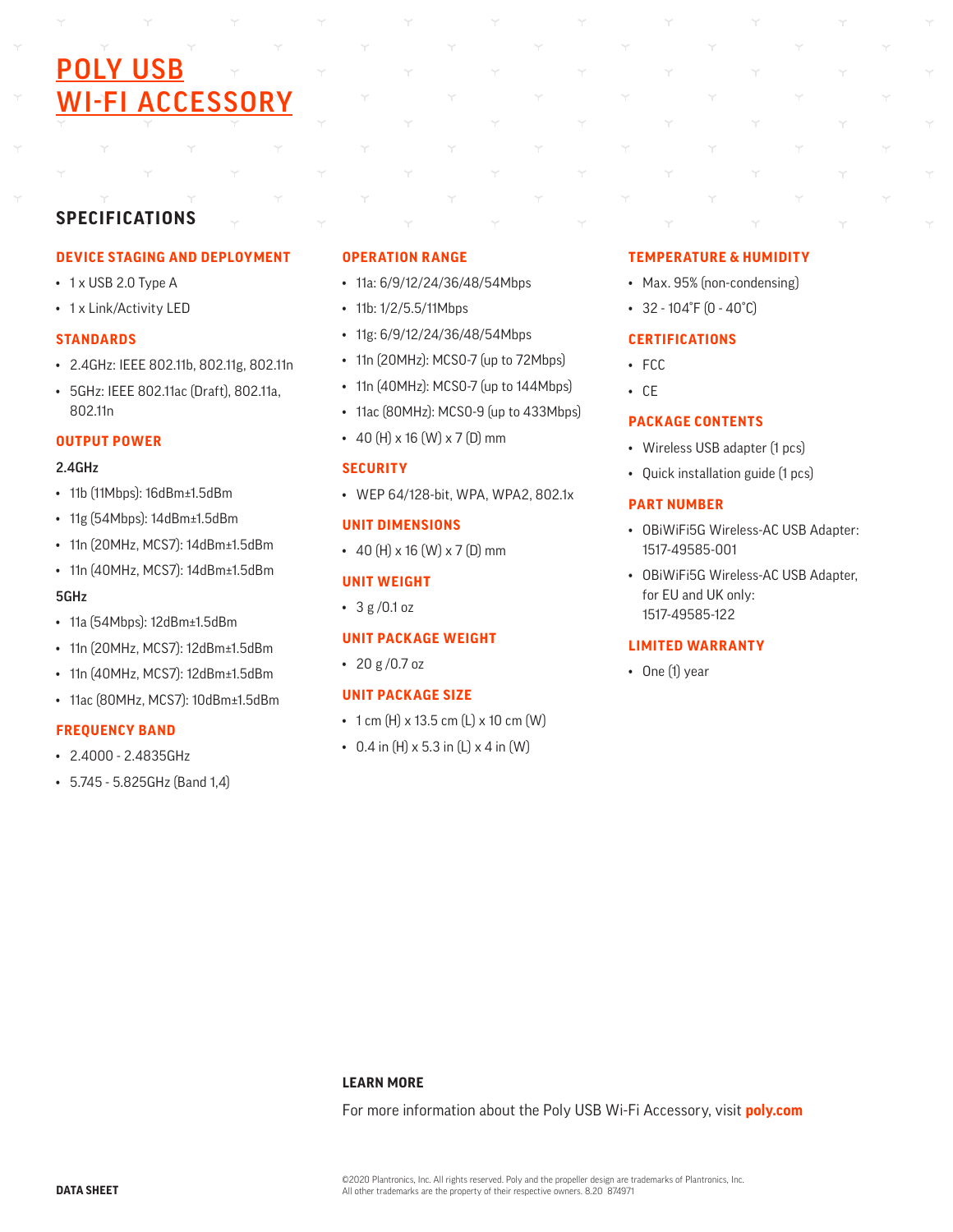# POLY USB WI-FI ACCESSORY

## SPECIFICATIONS

### DEVICE STAGING AND DEPLOYMENT

- 1 x USB 2.0 Type A
- 1 x Link/Activity LED

### STANDARDS

- 2.4GHz: IEEE 802.11b, 802.11g, 802.11n
- 5GHz: IEEE 802.11ac (Draft), 802.11a, 802.11n

### OUTPUT POWER

**2.4GHz**

- 11b (11Mbps): 16dBm±1.5dBm
- 11g (54Mbps): 14dBm±1.5dBm
- 11n (20MHz, MCS7): 14dBm±1.5dBm
- 11n (40MHz, MCS7): 14dBm±1.5dBm

**5GHz**

- 11a (54Mbps): 12dBm±1.5dBm
- 11n (20MHz, MCS7): 12dBm±1.5dBm
- 11n (40MHz, MCS7): 12dBm±1.5dBm
- 11ac (80MHz, MCS7): 10dBm±1.5dBm

### FREQUENCY BAND

- 2.4000 - 2.4835GHz
- 5.745 - 5.825GHz (Band 1,4)

### OPERATION RANGE

- 11a: 6/9/12/24/36/48/54Mbps
- 11b: 1/2/5.5/11Mbps
- 11g: 6/9/12/24/36/48/54Mbps
- 11n (20MHz): MCS0-7 (up to 72Mbps)
- 11n (40MHz): MCS0-7 (up to 144Mbps)
- 11ac (80MHz): MCS0-9 (up to 433Mbps)
- 40 (H) x 16 (W) x 7 (D) mm

### SECURITY

- WEP 64/128-bit, WPA, WPA2, 802.1x

### UNIT DIMENSIONS

- 40 (H) x 16 (W) x 7 (D) mm

### UNIT WEIGHT

- 3 g /0.1 oz

### UNIT PACKAGE WEIGHT

- 20 g /0.7 oz

### UNIT PACKAGE SIZE

- 1 cm (H) x 13.5 cm (L) x 10 cm (W)
- 0.4 in (H) x 5.3 in (L) x 4 in (W)

### TEMPERATURE & HUMIDITY

- Max. 95% (non-condensing)
- 32 - 104°F (0 - 40°C)

### CERTIFICATIONS

- FCC
- CE

### PACKAGE CONTENTS

- Wireless USB adapter (1 pcs)
- Quick installation guide (1 pcs)

### PART NUMBER

- OBiWiFi5G Wireless-AC USB Adapter: 1517-49585-001
- OBiWiFi5G Wireless-AC USB Adapter, for EU and UK only: 1517-49585-122

### LIMITED WARRANTY

- One (1) year

**LEARN MORE**

For more information about the Poly USB Wi-Fi Accessory, visit **poly.com**

**DATA SHEET**

©2020 Plantronics, Inc. All rights reserved. Poly and the propeller design are trademarks of Plantronics, Inc. All other trademarks are the property of their respective owners. 8.20 874971